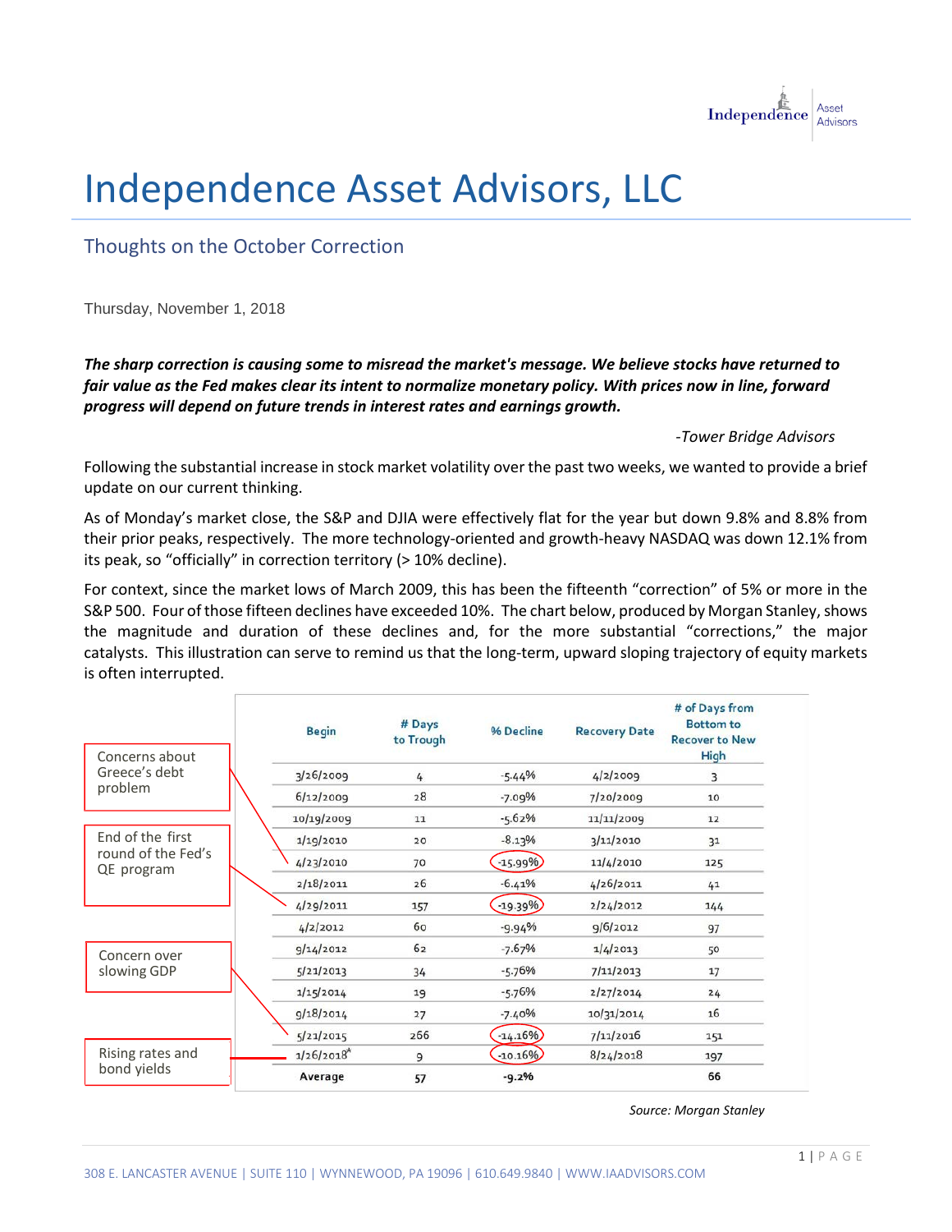# Independence Asset Advisors, LLC

## Thoughts on the October Correction

Thursday, November 1, 2018

***The sharp correction is causing some to misread the market's message. We believe stocks have returned to fair value as the Fed makes clear its intent to normalize monetary policy. With prices now in line, forward progress will depend on future trends in interest rates and earnings growth.***

*-Tower Bridge Advisors*

Following the substantial increase in stock market volatility over the past two weeks, we wanted to provide a brief update on our current thinking.

As of Monday's market close, the S&P and DJIA were effectively flat for the year but down 9.8% and 8.8% from their prior peaks, respectively. The more technology-oriented and growth-heavy NASDAQ was down 12.1% from its peak, so "officially" in correction territory (> 10% decline).

For context, since the market lows of March 2009, this has been the fifteenth "correction" of 5% or more in the S&P 500. Four of those fifteen declines have exceeded 10%. The chart below, produced by Morgan Stanley, shows the magnitude and duration of these declines and, for the more substantial "corrections," the major catalysts. This illustration can serve to remind us that the long-term, upward sloping trajectory of equity markets is often interrupted.

| Catalyst | Begin | # Days to Trough | % Decline | Recovery Date | # of Days from Bottom to Recover to New High |
|---|---|---|---|---|---|
| | 3/26/2009 | 4 | -5.44% | 4/2/2009 | 3 |
| | 6/12/2009 | 28 | -7.09% | 7/20/2009 | 10 |
| | 10/19/2009 | 11 | -5.62% | 11/11/2009 | 12 |
| | 1/19/2010 | 20 | -8.13% | 3/11/2010 | 31 |
| Concerns about Greece's debt problem | 4/23/2010 | 70 | -15.99% | 11/4/2010 | 125 |
| | 2/18/2011 | 26 | -6.41% | 4/26/2011 | 41 |
| End of the first round of the Fed's QE program | 4/29/2011 | 157 | -19.39% | 2/24/2012 | 144 |
| | 4/2/2012 | 60 | -9.94% | 9/6/2012 | 97 |
| | 9/14/2012 | 62 | -7.67% | 1/4/2013 | 50 |
| | 5/21/2013 | 34 | -5.76% | 7/11/2013 | 17 |
| | 1/15/2014 | 19 | -5.76% | 2/27/2014 | 24 |
| | 9/18/2014 | 27 | -7.40% | 10/31/2014 | 16 |
| Concern over slowing GDP | 5/21/2015 | 266 | -14.16% | 7/11/2016 | 151 |
| Rising rates and bond yields | 1/26/2018* | 9 | -10.16% | 8/24/2018 | 197 |
| | **Average** | **57** | **-9.2%** | | **66** |

*Source: Morgan Stanley*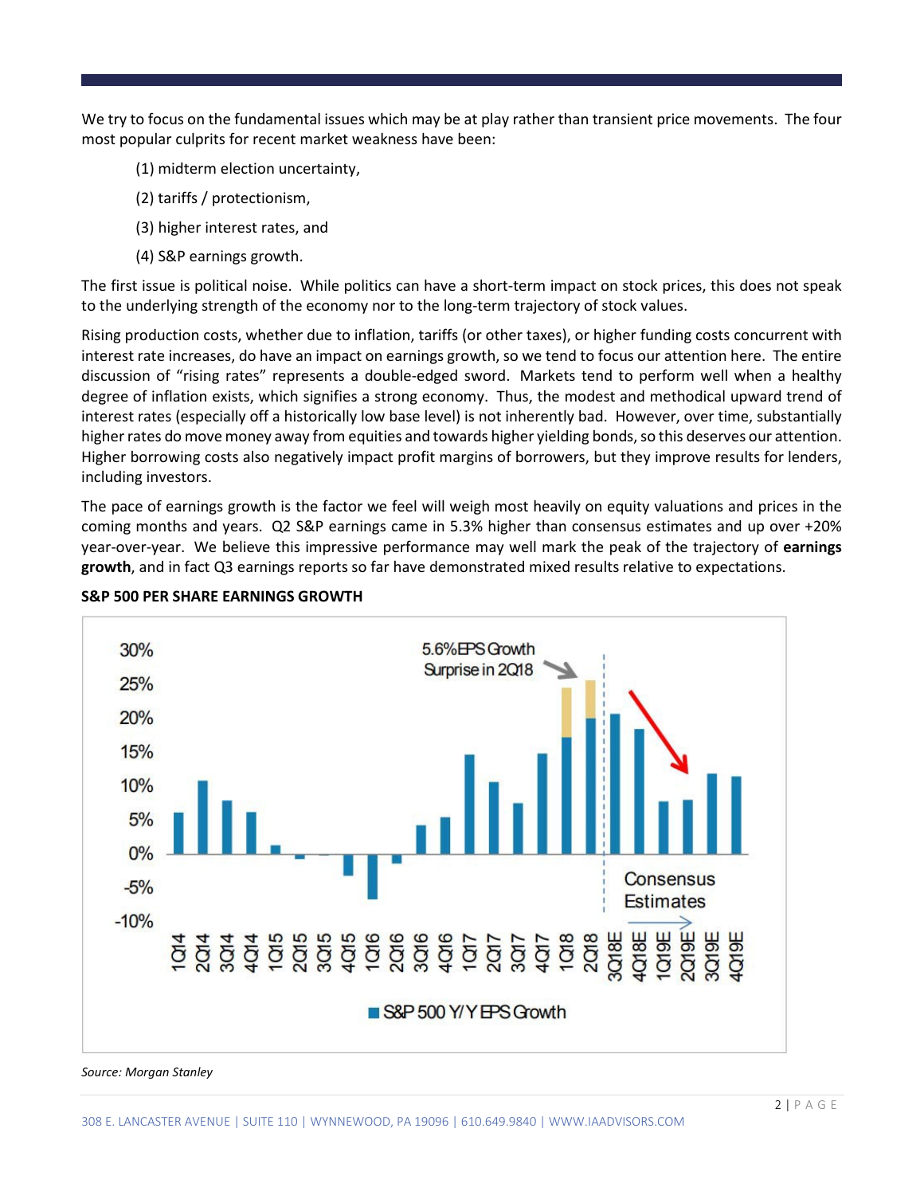We try to focus on the fundamental issues which may be at play rather than transient price movements. The four most popular culprits for recent market weakness have been:

(1) midterm election uncertainty,

(2) tariffs / protectionism,

(3) higher interest rates, and

(4) S&P earnings growth.

The first issue is political noise. While politics can have a short-term impact on stock prices, this does not speak to the underlying strength of the economy nor to the long-term trajectory of stock values.

Rising production costs, whether due to inflation, tariffs (or other taxes), or higher funding costs concurrent with interest rate increases, do have an impact on earnings growth, so we tend to focus our attention here. The entire discussion of "rising rates" represents a double-edged sword. Markets tend to perform well when a healthy degree of inflation exists, which signifies a strong economy. Thus, the modest and methodical upward trend of interest rates (especially off a historically low base level) is not inherently bad. However, over time, substantially higher rates do move money away from equities and towards higher yielding bonds, so this deserves our attention. Higher borrowing costs also negatively impact profit margins of borrowers, but they improve results for lenders, including investors.

The pace of earnings growth is the factor we feel will weigh most heavily on equity valuations and prices in the coming months and years. Q2 S&P earnings came in 5.3% higher than consensus estimates and up over +20% year-over-year. We believe this impressive performance may well mark the peak of the trajectory of **earnings growth**, and in fact Q3 earnings reports so far have demonstrated mixed results relative to expectations.

**S&P 500 PER SHARE EARNINGS GROWTH**

*Source: Morgan Stanley*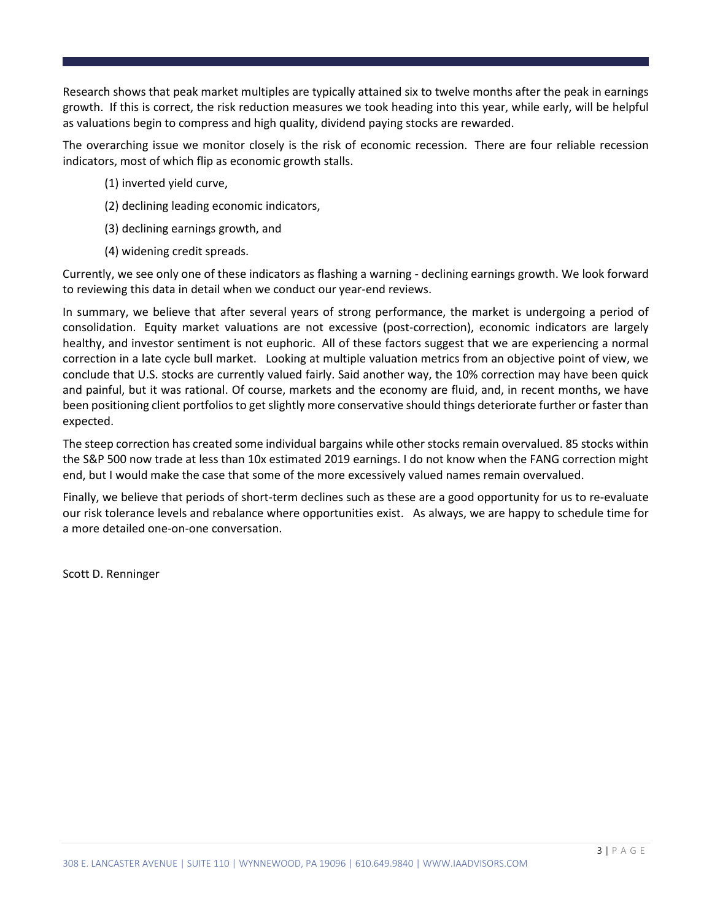Research shows that peak market multiples are typically attained six to twelve months after the peak in earnings growth. If this is correct, the risk reduction measures we took heading into this year, while early, will be helpful as valuations begin to compress and high quality, dividend paying stocks are rewarded.

The overarching issue we monitor closely is the risk of economic recession. There are four reliable recession indicators, most of which flip as economic growth stalls.

(1) inverted yield curve,

(2) declining leading economic indicators,

(3) declining earnings growth, and

(4) widening credit spreads.

Currently, we see only one of these indicators as flashing a warning - declining earnings growth. We look forward to reviewing this data in detail when we conduct our year-end reviews.

In summary, we believe that after several years of strong performance, the market is undergoing a period of consolidation. Equity market valuations are not excessive (post-correction), economic indicators are largely healthy, and investor sentiment is not euphoric. All of these factors suggest that we are experiencing a normal correction in a late cycle bull market. Looking at multiple valuation metrics from an objective point of view, we conclude that U.S. stocks are currently valued fairly. Said another way, the 10% correction may have been quick and painful, but it was rational. Of course, markets and the economy are fluid, and, in recent months, we have been positioning client portfolios to get slightly more conservative should things deteriorate further or faster than expected.

The steep correction has created some individual bargains while other stocks remain overvalued. 85 stocks within the S&P 500 now trade at less than 10x estimated 2019 earnings. I do not know when the FANG correction might end, but I would make the case that some of the more excessively valued names remain overvalued.

Finally, we believe that periods of short-term declines such as these are a good opportunity for us to re-evaluate our risk tolerance levels and rebalance where opportunities exist. As always, we are happy to schedule time for a more detailed one-on-one conversation.

Scott D. Renninger

308 E. LANCASTER AVENUE | SUITE 110 | WYNNEWOOD, PA 19096 | 610.649.9840 | WWW.IAADVISORS.COM